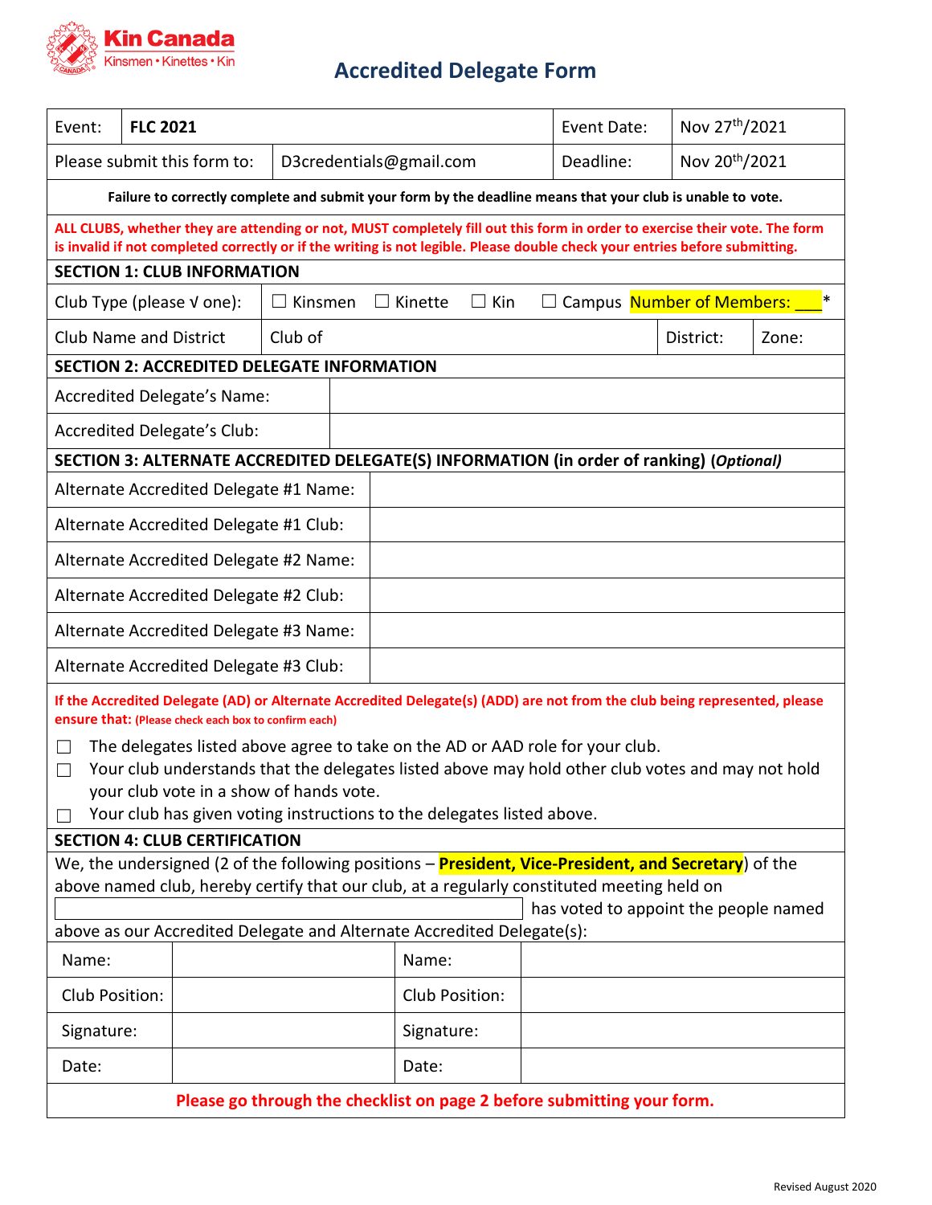Kin Canada
Kinsmen • Kinettes • Kin

# Accredited Delegate Form

| Event: | **FLC 2021** | Event Date: | Nov 27th/2021 |
| --- | --- | --- | --- |
| Please submit this form to: | D3credentials@gmail.com | Deadline: | Nov 20th/2021 |

**Failure to correctly complete and submit your form by the deadline means that your club is unable to vote.**

**ALL CLUBS, whether they are attending or not, MUST completely fill out this form in order to exercise their vote. The form is invalid if not completed correctly or if the writing is not legible. Please double check your entries before submitting.**

## SECTION 1: CLUB INFORMATION

| | | | |
| --- | --- | --- | --- |
| Club Type (please √ one): | ☐ Kinsmen ☐ Kinette ☐ Kin ☐ Campus Number of Members: ___* | | |
| Club Name and District | Club of | District: | Zone: |

## SECTION 2: ACCREDITED DELEGATE INFORMATION

| | |
| --- | --- |
| Accredited Delegate's Name: | |
| Accredited Delegate's Club: | |

## SECTION 3: ALTERNATE ACCREDITED DELEGATE(S) INFORMATION (in order of ranking) (*Optional*)

| | |
| --- | --- |
| Alternate Accredited Delegate #1 Name: | |
| Alternate Accredited Delegate #1 Club: | |
| Alternate Accredited Delegate #2 Name: | |
| Alternate Accredited Delegate #2 Club: | |
| Alternate Accredited Delegate #3 Name: | |
| Alternate Accredited Delegate #3 Club: | |

**If the Accredited Delegate (AD) or Alternate Accredited Delegate(s) (ADD) are not from the club being represented, please ensure that: (Please check each box to confirm each)**

☐ The delegates listed above agree to take on the AD or AAD role for your club.
☐ Your club understands that the delegates listed above may hold other club votes and may not hold your club vote in a show of hands vote.
☐ Your club has given voting instructions to the delegates listed above.

## SECTION 4: CLUB CERTIFICATION

We, the undersigned (2 of the following positions – **President, Vice-President, and Secretary**) of the above named club, hereby certify that our club, at a regularly constituted meeting held on \_\_\_\_\_\_\_\_\_\_\_\_\_\_\_\_\_\_\_\_ has voted to appoint the people named above as our Accredited Delegate and Alternate Accredited Delegate(s):

| | | | |
| --- | --- | --- | --- |
| Name: | | Name: | |
| Club Position: | | Club Position: | |
| Signature: | | Signature: | |
| Date: | | Date: | |

**Please go through the checklist on page 2 before submitting your form.**

Revised August 2020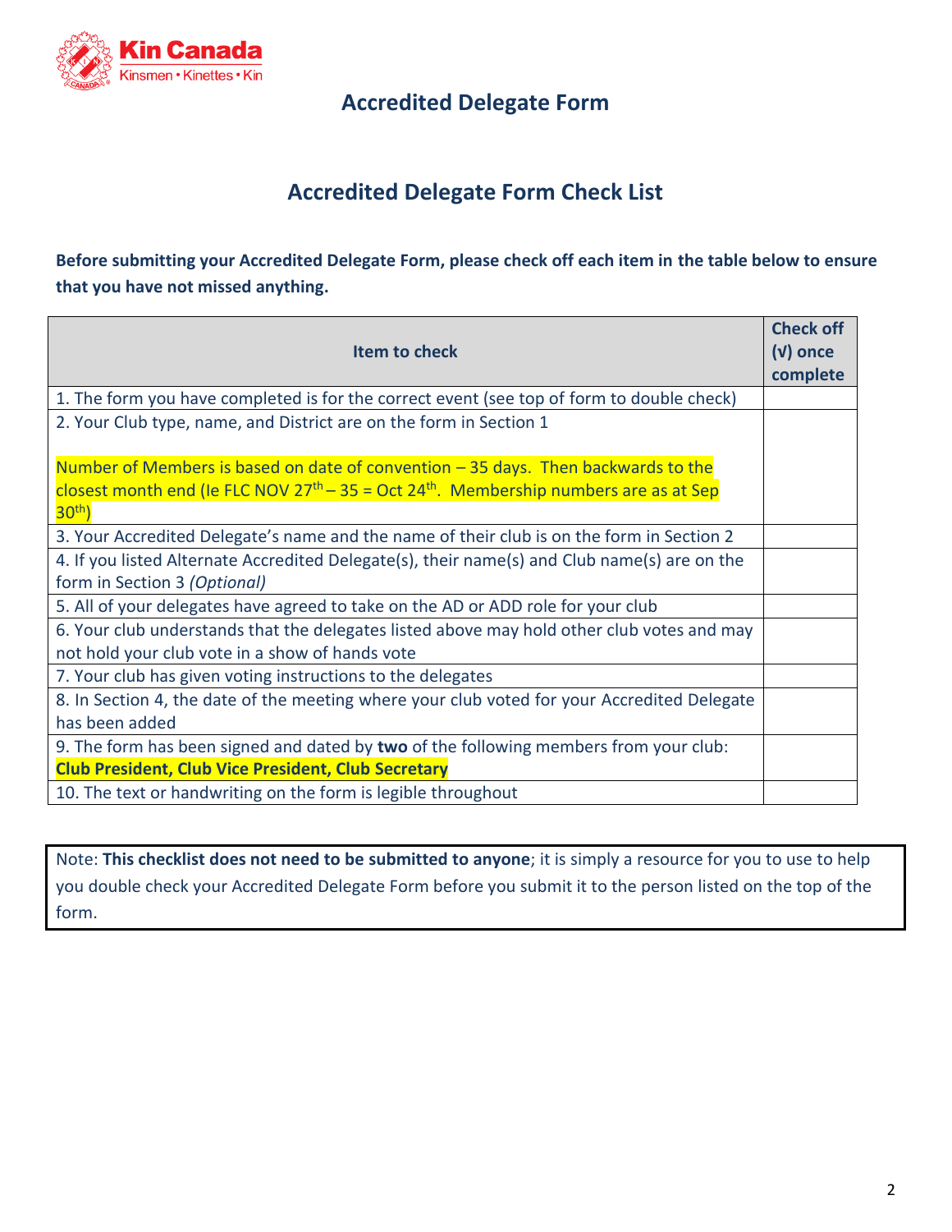# Accredited Delegate Form

## Accredited Delegate Form Check List

**Before submitting your Accredited Delegate Form, please check off each item in the table below to ensure that you have not missed anything.**

| Item to check | Check off (√) once complete |
|---|---|
| 1. The form you have completed is for the correct event (see top of form to double check) | |
| 2. Your Club type, name, and District are on the form in Section 1<br><br>Number of Members is based on date of convention – 35 days. Then backwards to the closest month end (Ie FLC NOV 27th – 35 = Oct 24th. Membership numbers are as at Sep 30th) | |
| 3. Your Accredited Delegate's name and the name of their club is on the form in Section 2 | |
| 4. If you listed Alternate Accredited Delegate(s), their name(s) and Club name(s) are on the form in Section 3 *(Optional)* | |
| 5. All of your delegates have agreed to take on the AD or ADD role for your club | |
| 6. Your club understands that the delegates listed above may hold other club votes and may not hold your club vote in a show of hands vote | |
| 7. Your club has given voting instructions to the delegates | |
| 8. In Section 4, the date of the meeting where your club voted for your Accredited Delegate has been added | |
| 9. The form has been signed and dated by **two** of the following members from your club: **Club President, Club Vice President, Club Secretary** | |
| 10. The text or handwriting on the form is legible throughout | |

Note: **This checklist does not need to be submitted to anyone**; it is simply a resource for you to use to help you double check your Accredited Delegate Form before you submit it to the person listed on the top of the form.